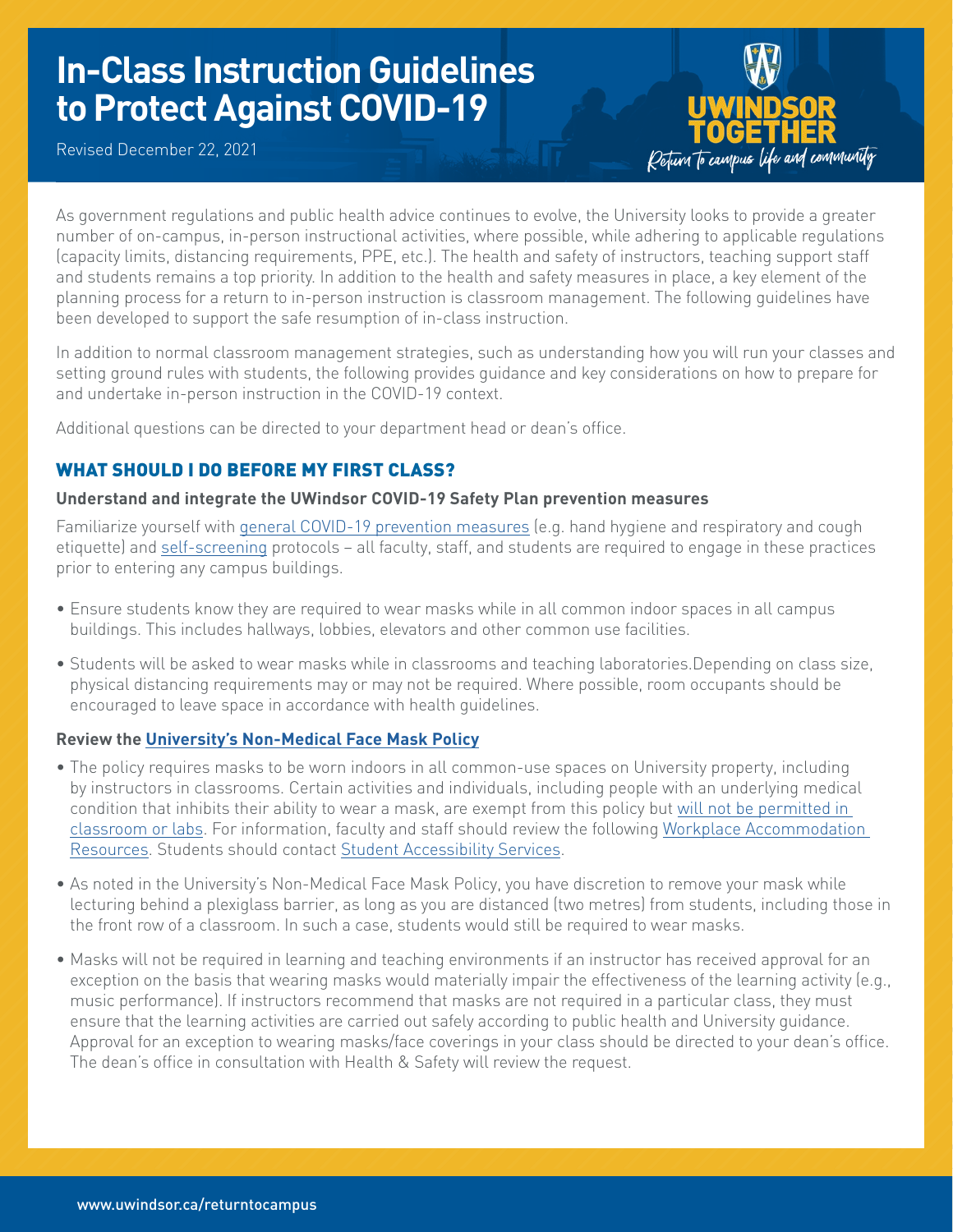# In-Class Instruction Guidelines to Protect Against COVID-19

Revised December 22, 2021

UWINDSOR TOGETHER
*Return to campus life and community*

As government regulations and public health advice continues to evolve, the University looks to provide a greater number of on-campus, in-person instructional activities, where possible, while adhering to applicable regulations (capacity limits, distancing requirements, PPE, etc.). The health and safety of instructors, teaching support staff and students remains a top priority. In addition to the health and safety measures in place, a key element of the planning process for a return to in-person instruction is classroom management. The following guidelines have been developed to support the safe resumption of in-class instruction.

In addition to normal classroom management strategies, such as understanding how you will run your classes and setting ground rules with students, the following provides guidance and key considerations on how to prepare for and undertake in-person instruction in the COVID-19 context.

Additional questions can be directed to your department head or dean's office.

## WHAT SHOULD I DO BEFORE MY FIRST CLASS?

### Understand and integrate the UWindsor COVID-19 Safety Plan prevention measures

Familiarize yourself with general COVID-19 prevention measures (e.g. hand hygiene and respiratory and cough etiquette) and self-screening protocols – all faculty, staff, and students are required to engage in these practices prior to entering any campus buildings.

- Ensure students know they are required to wear masks while in all common indoor spaces in all campus buildings. This includes hallways, lobbies, elevators and other common use facilities.
- Students will be asked to wear masks while in classrooms and teaching laboratories.Depending on class size, physical distancing requirements may or may not be required. Where possible, room occupants should be encouraged to leave space in accordance with health guidelines.

### Review the University's Non-Medical Face Mask Policy

- The policy requires masks to be worn indoors in all common-use spaces on University property, including by instructors in classrooms. Certain activities and individuals, including people with an underlying medical condition that inhibits their ability to wear a mask, are exempt from this policy but will not be permitted in classroom or labs. For information, faculty and staff should review the following Workplace Accommodation Resources. Students should contact Student Accessibility Services.
- As noted in the University's Non-Medical Face Mask Policy, you have discretion to remove your mask while lecturing behind a plexiglass barrier, as long as you are distanced (two metres) from students, including those in the front row of a classroom. In such a case, students would still be required to wear masks.
- Masks will not be required in learning and teaching environments if an instructor has received approval for an exception on the basis that wearing masks would materially impair the effectiveness of the learning activity (e.g., music performance). If instructors recommend that masks are not required in a particular class, they must ensure that the learning activities are carried out safely according to public health and University guidance. Approval for an exception to wearing masks/face coverings in your class should be directed to your dean's office. The dean's office in consultation with Health & Safety will review the request.

www.uwindsor.ca/returntocampus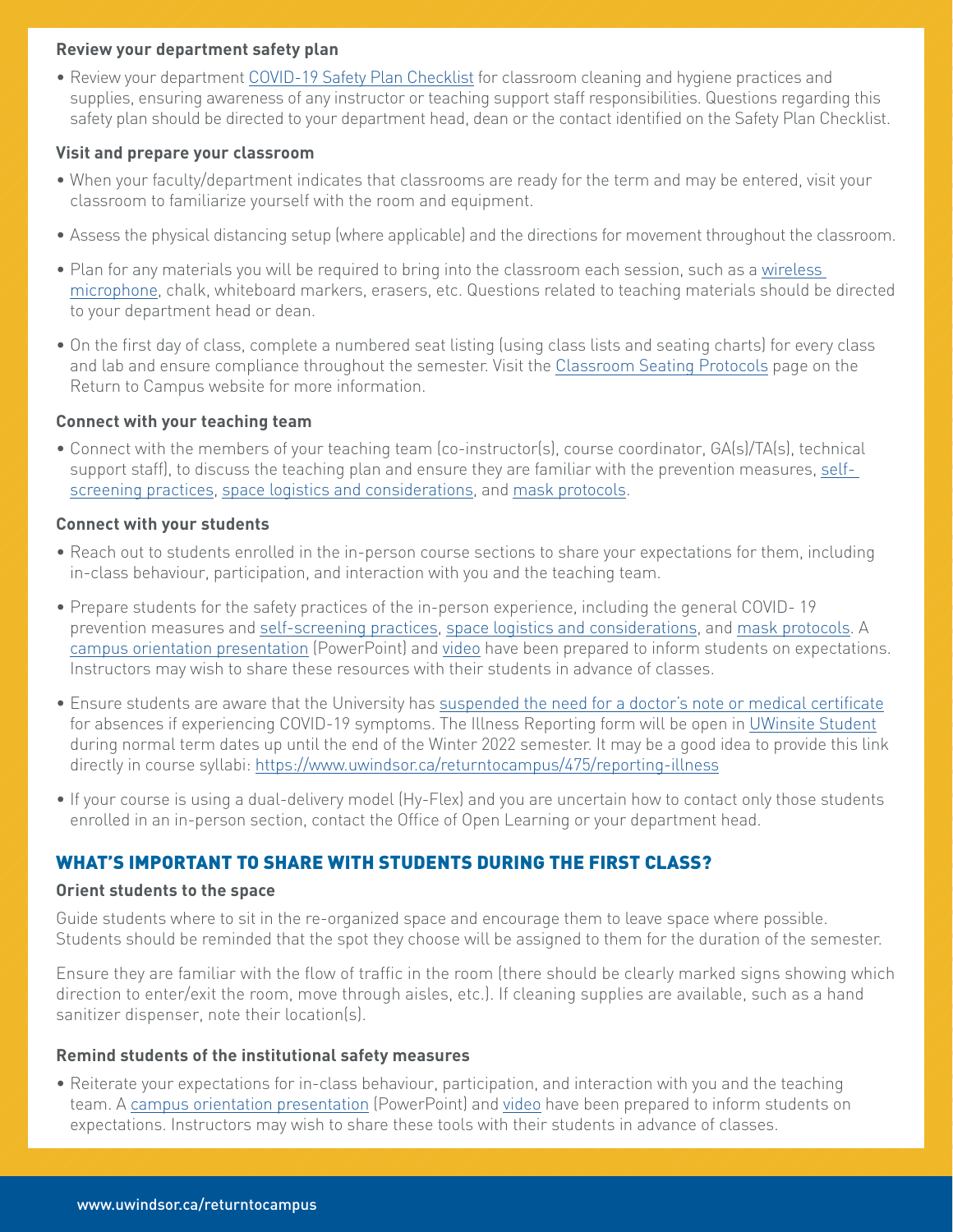### Review your department safety plan

- Review your department COVID-19 Safety Plan Checklist for classroom cleaning and hygiene practices and supplies, ensuring awareness of any instructor or teaching support staff responsibilities. Questions regarding this safety plan should be directed to your department head, dean or the contact identified on the Safety Plan Checklist.

### Visit and prepare your classroom

- When your faculty/department indicates that classrooms are ready for the term and may be entered, visit your classroom to familiarize yourself with the room and equipment.
- Assess the physical distancing setup (where applicable) and the directions for movement throughout the classroom.
- Plan for any materials you will be required to bring into the classroom each session, such as a wireless microphone, chalk, whiteboard markers, erasers, etc. Questions related to teaching materials should be directed to your department head or dean.
- On the first day of class, complete a numbered seat listing (using class lists and seating charts) for every class and lab and ensure compliance throughout the semester. Visit the Classroom Seating Protocols page on the Return to Campus website for more information.

### Connect with your teaching team

- Connect with the members of your teaching team (co-instructor(s), course coordinator, GA(s)/TA(s), technical support staff), to discuss the teaching plan and ensure they are familiar with the prevention measures, self-screening practices, space logistics and considerations, and mask protocols.

### Connect with your students

- Reach out to students enrolled in the in-person course sections to share your expectations for them, including in-class behaviour, participation, and interaction with you and the teaching team.
- Prepare students for the safety practices of the in-person experience, including the general COVID- 19 prevention measures and self-screening practices, space logistics and considerations, and mask protocols. A campus orientation presentation (PowerPoint) and video have been prepared to inform students on expectations. Instructors may wish to share these resources with their students in advance of classes.
- Ensure students are aware that the University has suspended the need for a doctor's note or medical certificate for absences if experiencing COVID-19 symptoms. The Illness Reporting form will be open in UWinsite Student during normal term dates up until the end of the Winter 2022 semester. It may be a good idea to provide this link directly in course syllabi: https://www.uwindsor.ca/returntocampus/475/reporting-illness
- If your course is using a dual-delivery model (Hy-Flex) and you are uncertain how to contact only those students enrolled in an in-person section, contact the Office of Open Learning or your department head.

## WHAT'S IMPORTANT TO SHARE WITH STUDENTS DURING THE FIRST CLASS?

### Orient students to the space

Guide students where to sit in the re-organized space and encourage them to leave space where possible. Students should be reminded that the spot they choose will be assigned to them for the duration of the semester.

Ensure they are familiar with the flow of traffic in the room (there should be clearly marked signs showing which direction to enter/exit the room, move through aisles, etc.). If cleaning supplies are available, such as a hand sanitizer dispenser, note their location(s).

### Remind students of the institutional safety measures

- Reiterate your expectations for in-class behaviour, participation, and interaction with you and the teaching team. A campus orientation presentation (PowerPoint) and video have been prepared to inform students on expectations. Instructors may wish to share these tools with their students in advance of classes.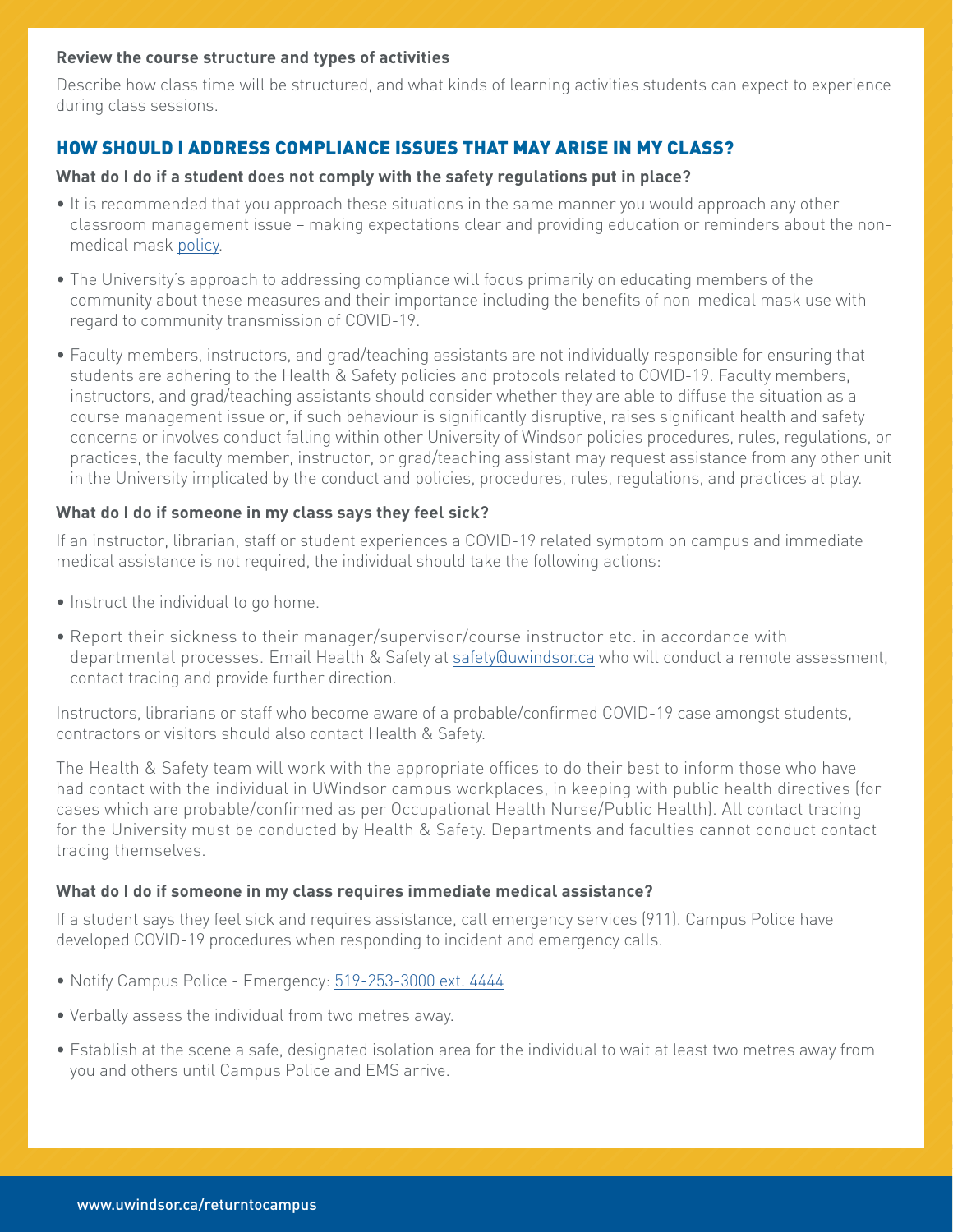**Review the course structure and types of activities**

Describe how class time will be structured, and what kinds of learning activities students can expect to experience during class sessions.

## HOW SHOULD I ADDRESS COMPLIANCE ISSUES THAT MAY ARISE IN MY CLASS?

**What do I do if a student does not comply with the safety regulations put in place?**

- It is recommended that you approach these situations in the same manner you would approach any other classroom management issue – making expectations clear and providing education or reminders about the non-medical mask policy.
- The University's approach to addressing compliance will focus primarily on educating members of the community about these measures and their importance including the benefits of non-medical mask use with regard to community transmission of COVID-19.
- Faculty members, instructors, and grad/teaching assistants are not individually responsible for ensuring that students are adhering to the Health & Safety policies and protocols related to COVID-19. Faculty members, instructors, and grad/teaching assistants should consider whether they are able to diffuse the situation as a course management issue or, if such behaviour is significantly disruptive, raises significant health and safety concerns or involves conduct falling within other University of Windsor policies procedures, rules, regulations, or practices, the faculty member, instructor, or grad/teaching assistant may request assistance from any other unit in the University implicated by the conduct and policies, procedures, rules, regulations, and practices at play.

**What do I do if someone in my class says they feel sick?**

If an instructor, librarian, staff or student experiences a COVID-19 related symptom on campus and immediate medical assistance is not required, the individual should take the following actions:

- Instruct the individual to go home.
- Report their sickness to their manager/supervisor/course instructor etc. in accordance with departmental processes. Email Health & Safety at safety@uwindsor.ca who will conduct a remote assessment, contact tracing and provide further direction.

Instructors, librarians or staff who become aware of a probable/confirmed COVID-19 case amongst students, contractors or visitors should also contact Health & Safety.

The Health & Safety team will work with the appropriate offices to do their best to inform those who have had contact with the individual in UWindsor campus workplaces, in keeping with public health directives (for cases which are probable/confirmed as per Occupational Health Nurse/Public Health). All contact tracing for the University must be conducted by Health & Safety. Departments and faculties cannot conduct contact tracing themselves.

**What do I do if someone in my class requires immediate medical assistance?**

If a student says they feel sick and requires assistance, call emergency services (911). Campus Police have developed COVID-19 procedures when responding to incident and emergency calls.

- Notify Campus Police - Emergency: 519-253-3000 ext. 4444
- Verbally assess the individual from two metres away.
- Establish at the scene a safe, designated isolation area for the individual to wait at least two metres away from you and others until Campus Police and EMS arrive.